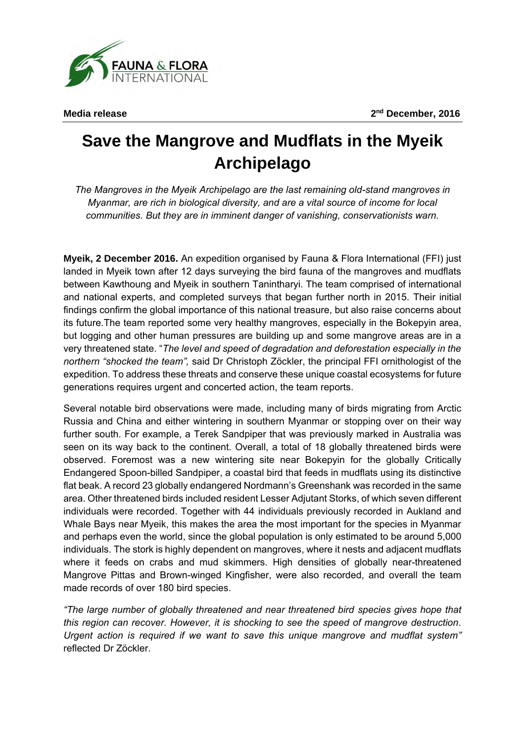FAUNA & FLORA INTERNATIONAL

**Media release** **2nd December, 2016**

# Save the Mangrove and Mudflats in the Myeik Archipelago

*The Mangroves in the Myeik Archipelago are the last remaining old-stand mangroves in Myanmar, are rich in biological diversity, and are a vital source of income for local communities. But they are in imminent danger of vanishing, conservationists warn.*

**Myeik, 2 December 2016.** An expedition organised by Fauna & Flora International (FFI) just landed in Myeik town after 12 days surveying the bird fauna of the mangroves and mudflats between Kawthoung and Myeik in southern Tanintharyi. The team comprised of international and national experts, and completed surveys that began further north in 2015. Their initial findings confirm the global importance of this national treasure, but also raise concerns about its future.The team reported some very healthy mangroves, especially in the Bokepyin area, but logging and other human pressures are building up and some mangrove areas are in a very threatened state. "*The level and speed of degradation and deforestation especially in the northern "shocked the team",* said Dr Christoph Zöckler, the principal FFI ornithologist of the expedition. To address these threats and conserve these unique coastal ecosystems for future generations requires urgent and concerted action, the team reports.

Several notable bird observations were made, including many of birds migrating from Arctic Russia and China and either wintering in southern Myanmar or stopping over on their way further south. For example, a Terek Sandpiper that was previously marked in Australia was seen on its way back to the continent. Overall, a total of 18 globally threatened birds were observed. Foremost was a new wintering site near Bokepyin for the globally Critically Endangered Spoon-billed Sandpiper, a coastal bird that feeds in mudflats using its distinctive flat beak. A record 23 globally endangered Nordmann's Greenshank was recorded in the same area. Other threatened birds included resident Lesser Adjutant Storks, of which seven different individuals were recorded. Together with 44 individuals previously recorded in Aukland and Whale Bays near Myeik, this makes the area the most important for the species in Myanmar and perhaps even the world, since the global population is only estimated to be around 5,000 individuals. The stork is highly dependent on mangroves, where it nests and adjacent mudflats where it feeds on crabs and mud skimmers. High densities of globally near-threatened Mangrove Pittas and Brown-winged Kingfisher, were also recorded, and overall the team made records of over 180 bird species.

*"The large number of globally threatened and near threatened bird species gives hope that this region can recover. However, it is shocking to see the speed of mangrove destruction. Urgent action is required if we want to save this unique mangrove and mudflat system"* reflected Dr Zöckler.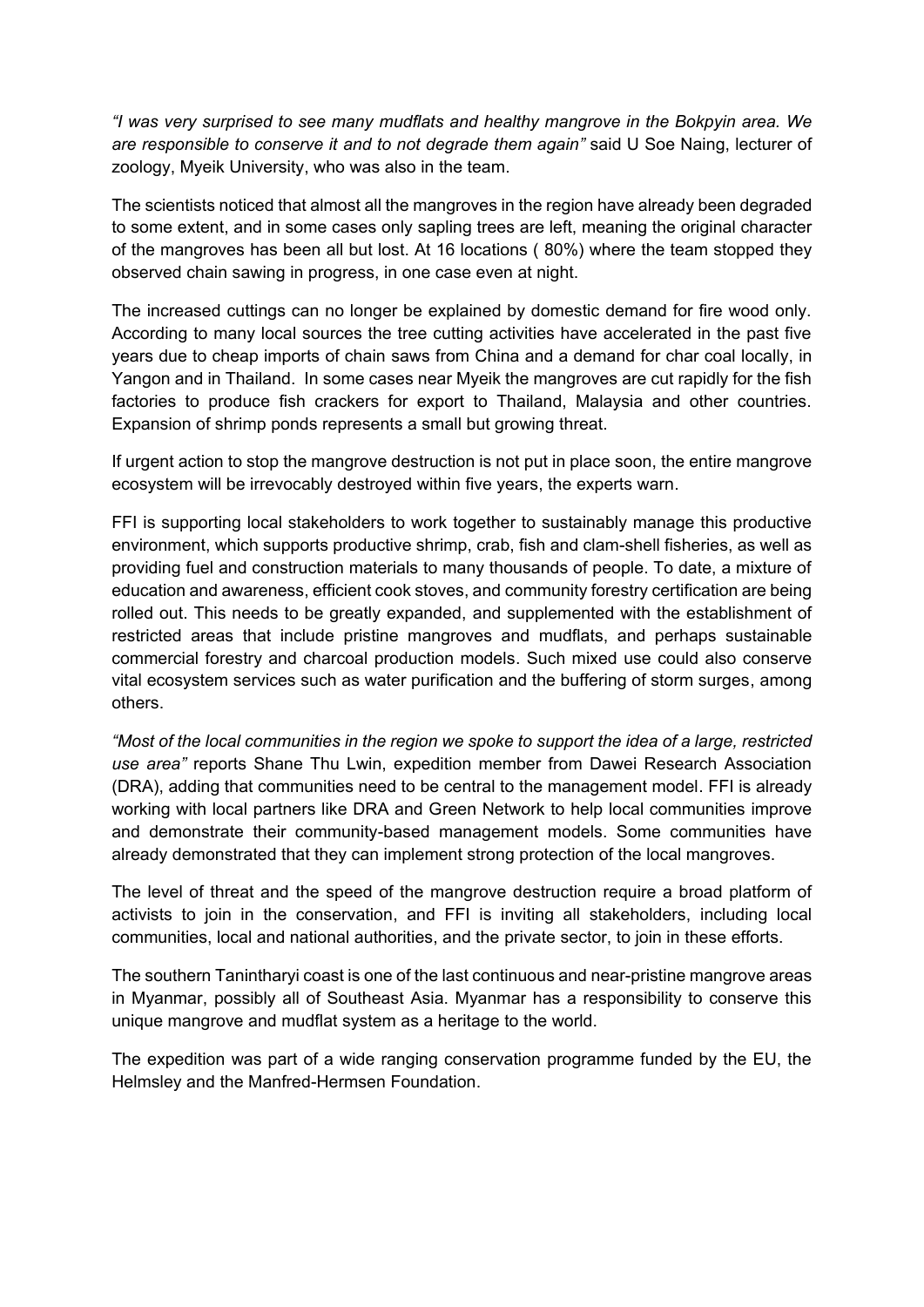*"I was very surprised to see many mudflats and healthy mangrove in the Bokpyin area. We are responsible to conserve it and to not degrade them again"* said U Soe Naing, lecturer of zoology, Myeik University, who was also in the team.

The scientists noticed that almost all the mangroves in the region have already been degraded to some extent, and in some cases only sapling trees are left, meaning the original character of the mangroves has been all but lost. At 16 locations ( 80%) where the team stopped they observed chain sawing in progress, in one case even at night.

The increased cuttings can no longer be explained by domestic demand for fire wood only. According to many local sources the tree cutting activities have accelerated in the past five years due to cheap imports of chain saws from China and a demand for char coal locally, in Yangon and in Thailand. In some cases near Myeik the mangroves are cut rapidly for the fish factories to produce fish crackers for export to Thailand, Malaysia and other countries. Expansion of shrimp ponds represents a small but growing threat.

If urgent action to stop the mangrove destruction is not put in place soon, the entire mangrove ecosystem will be irrevocably destroyed within five years, the experts warn.

FFI is supporting local stakeholders to work together to sustainably manage this productive environment, which supports productive shrimp, crab, fish and clam-shell fisheries, as well as providing fuel and construction materials to many thousands of people. To date, a mixture of education and awareness, efficient cook stoves, and community forestry certification are being rolled out. This needs to be greatly expanded, and supplemented with the establishment of restricted areas that include pristine mangroves and mudflats, and perhaps sustainable commercial forestry and charcoal production models. Such mixed use could also conserve vital ecosystem services such as water purification and the buffering of storm surges, among others.

*"Most of the local communities in the region we spoke to support the idea of a large, restricted use area"* reports Shane Thu Lwin, expedition member from Dawei Research Association (DRA), adding that communities need to be central to the management model. FFI is already working with local partners like DRA and Green Network to help local communities improve and demonstrate their community-based management models. Some communities have already demonstrated that they can implement strong protection of the local mangroves.

The level of threat and the speed of the mangrove destruction require a broad platform of activists to join in the conservation, and FFI is inviting all stakeholders, including local communities, local and national authorities, and the private sector, to join in these efforts.

The southern Tanintharyi coast is one of the last continuous and near-pristine mangrove areas in Myanmar, possibly all of Southeast Asia. Myanmar has a responsibility to conserve this unique mangrove and mudflat system as a heritage to the world.

The expedition was part of a wide ranging conservation programme funded by the EU, the Helmsley and the Manfred-Hermsen Foundation.